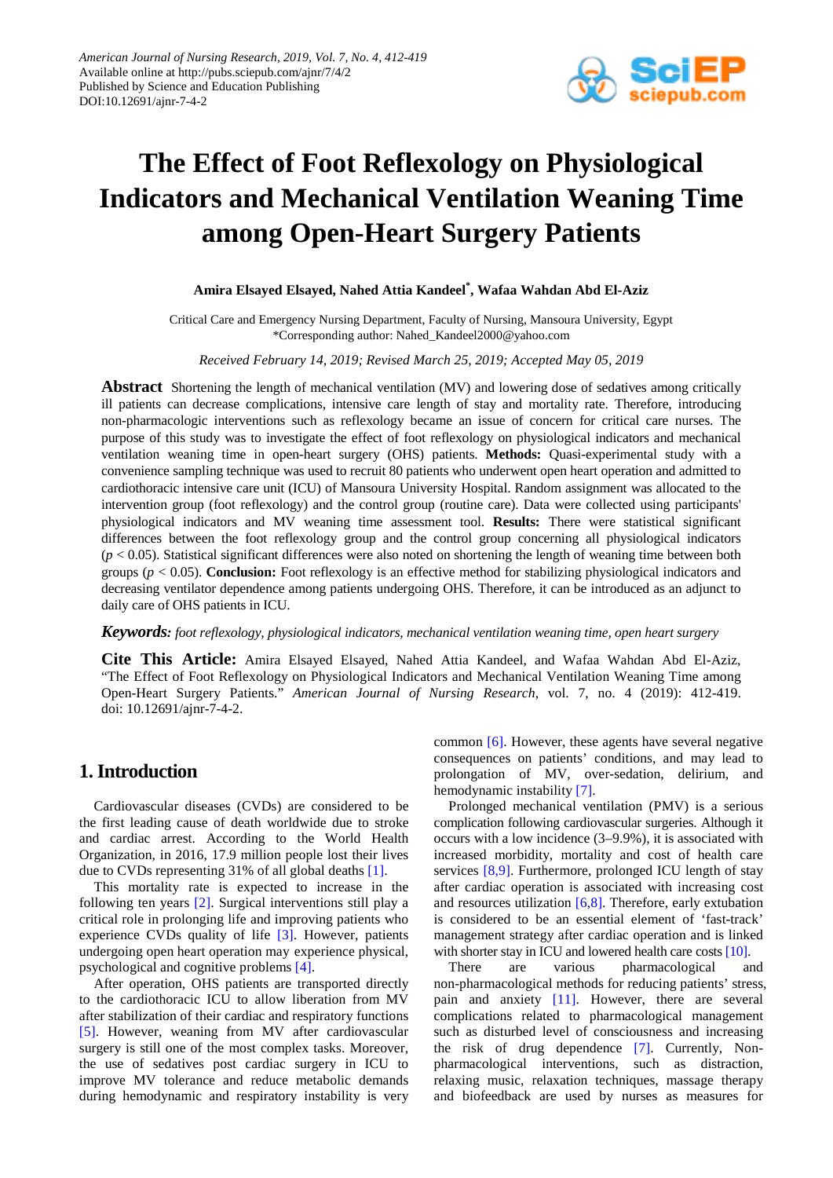# The Effect of Foot Reflexology on Physiological Indicators and Mechanical Ventilation Weaning Time among Open-Heart Surgery Patients

**Amira Elsayed Elsayed, Nahed Attia Kandeel*, Wafaa Wahdan Abd El-Aziz**

Critical Care and Emergency Nursing Department, Faculty of Nursing, Mansoura University, Egypt
*Corresponding author: Nahed_Kandeel2000@yahoo.com

*Received February 14, 2019; Revised March 25, 2019; Accepted May 05, 2019*

**Abstract** Shortening the length of mechanical ventilation (MV) and lowering dose of sedatives among critically ill patients can decrease complications, intensive care length of stay and mortality rate. Therefore, introducing non-pharmacologic interventions such as reflexology became an issue of concern for critical care nurses. The purpose of this study was to investigate the effect of foot reflexology on physiological indicators and mechanical ventilation weaning time in open-heart surgery (OHS) patients. **Methods:** Quasi-experimental study with a convenience sampling technique was used to recruit 80 patients who underwent open heart operation and admitted to cardiothoracic intensive care unit (ICU) of Mansoura University Hospital. Random assignment was allocated to the intervention group (foot reflexology) and the control group (routine care). Data were collected using participants' physiological indicators and MV weaning time assessment tool. **Results:** There were statistical significant differences between the foot reflexology group and the control group concerning all physiological indicators ($p < 0.05$). Statistical significant differences were also noted on shortening the length of weaning time between both groups ($p < 0.05$). **Conclusion:** Foot reflexology is an effective method for stabilizing physiological indicators and decreasing ventilator dependence among patients undergoing OHS. Therefore, it can be introduced as an adjunct to daily care of OHS patients in ICU.

***Keywords:*** *foot reflexology, physiological indicators, mechanical ventilation weaning time, open heart surgery*

**Cite This Article:** Amira Elsayed Elsayed, Nahed Attia Kandeel, and Wafaa Wahdan Abd El-Aziz, "The Effect of Foot Reflexology on Physiological Indicators and Mechanical Ventilation Weaning Time among Open-Heart Surgery Patients." *American Journal of Nursing Research*, vol. 7, no. 4 (2019): 412-419. doi: 10.12691/ajnr-7-4-2.

## 1. Introduction

Cardiovascular diseases (CVDs) are considered to be the first leading cause of death worldwide due to stroke and cardiac arrest. According to the World Health Organization, in 2016, 17.9 million people lost their lives due to CVDs representing 31% of all global deaths [1].

This mortality rate is expected to increase in the following ten years [2]. Surgical interventions still play a critical role in prolonging life and improving patients who experience CVDs quality of life [3]. However, patients undergoing open heart operation may experience physical, psychological and cognitive problems [4].

After operation, OHS patients are transported directly to the cardiothoracic ICU to allow liberation from MV after stabilization of their cardiac and respiratory functions [5]. However, weaning from MV after cardiovascular surgery is still one of the most complex tasks. Moreover, the use of sedatives post cardiac surgery in ICU to improve MV tolerance and reduce metabolic demands during hemodynamic and respiratory instability is very common [6]. However, these agents have several negative consequences on patients' conditions, and may lead to prolongation of MV, over-sedation, delirium, and hemodynamic instability [7].

Prolonged mechanical ventilation (PMV) is a serious complication following cardiovascular surgeries. Although it occurs with a low incidence (3–9.9%), it is associated with increased morbidity, mortality and cost of health care services [8,9]. Furthermore, prolonged ICU length of stay after cardiac operation is associated with increasing cost and resources utilization [6,8]. Therefore, early extubation is considered to be an essential element of 'fast-track' management strategy after cardiac operation and is linked with shorter stay in ICU and lowered health care costs [10].

There are various pharmacological and non-pharmacological methods for reducing patients' stress, pain and anxiety [11]. However, there are several complications related to pharmacological management such as disturbed level of consciousness and increasing the risk of drug dependence [7]. Currently, Non-pharmacological interventions, such as distraction, relaxing music, relaxation techniques, massage therapy and biofeedback are used by nurses as measures for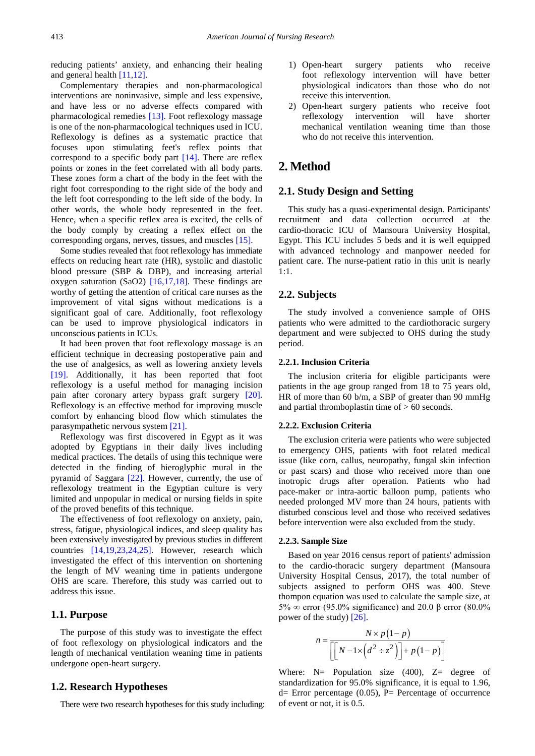reducing patients' anxiety, and enhancing their healing and general health [11,12].

Complementary therapies and non-pharmacological interventions are noninvasive, simple and less expensive, and have less or no adverse effects compared with pharmacological remedies [13]. Foot reflexology massage is one of the non-pharmacological techniques used in ICU. Reflexology is defines as a systematic practice that focuses upon stimulating feet's reflex points that correspond to a specific body part [14]. There are reflex points or zones in the feet correlated with all body parts. These zones form a chart of the body in the feet with the right foot corresponding to the right side of the body and the left foot corresponding to the left side of the body. In other words, the whole body represented in the feet. Hence, when a specific reflex area is excited, the cells of the body comply by creating a reflex effect on the corresponding organs, nerves, tissues, and muscles [15].

Some studies revealed that foot reflexology has immediate effects on reducing heart rate (HR), systolic and diastolic blood pressure (SBP & DBP), and increasing arterial oxygen saturation (SaO2) [16,17,18]. These findings are worthy of getting the attention of critical care nurses as the improvement of vital signs without medications is a significant goal of care. Additionally, foot reflexology can be used to improve physiological indicators in unconscious patients in ICUs.

It had been proven that foot reflexology massage is an efficient technique in decreasing postoperative pain and the use of analgesics, as well as lowering anxiety levels [19]. Additionally, it has been reported that foot reflexology is a useful method for managing incision pain after coronary artery bypass graft surgery [20]. Reflexology is an effective method for improving muscle comfort by enhancing blood flow which stimulates the parasympathetic nervous system [21].

Reflexology was first discovered in Egypt as it was adopted by Egyptians in their daily lives including medical practices. The details of using this technique were detected in the finding of hieroglyphic mural in the pyramid of Saggara [22]. However, currently, the use of reflexology treatment in the Egyptian culture is very limited and unpopular in medical or nursing fields in spite of the proved benefits of this technique.

The effectiveness of foot reflexology on anxiety, pain, stress, fatigue, physiological indices, and sleep quality has been extensively investigated by previous studies in different countries [14,19,23,24,25]. However, research which investigated the effect of this intervention on shortening the length of MV weaning time in patients undergone OHS are scare. Therefore, this study was carried out to address this issue.

## 1.1. Purpose

The purpose of this study was to investigate the effect of foot reflexology on physiological indicators and the length of mechanical ventilation weaning time in patients undergone open-heart surgery.

## 1.2. Research Hypotheses

There were two research hypotheses for this study including:

1) Open-heart surgery patients who receive foot reflexology intervention will have better physiological indicators than those who do not receive this intervention.
2) Open-heart surgery patients who receive foot reflexology intervention will have shorter mechanical ventilation weaning time than those who do not receive this intervention.

# 2. Method

## 2.1. Study Design and Setting

This study has a quasi-experimental design. Participants' recruitment and data collection occurred at the cardio-thoracic ICU of Mansoura University Hospital, Egypt. This ICU includes 5 beds and it is well equipped with advanced technology and manpower needed for patient care. The nurse-patient ratio in this unit is nearly 1:1.

## 2.2. Subjects

The study involved a convenience sample of OHS patients who were admitted to the cardiothoracic surgery department and were subjected to OHS during the study period.

### 2.2.1. Inclusion Criteria

The inclusion criteria for eligible participants were patients in the age group ranged from 18 to 75 years old, HR of more than 60 b/m, a SBP of greater than 90 mmHg and partial thromboplastin time of > 60 seconds.

### 2.2.2. Exclusion Criteria

The exclusion criteria were patients who were subjected to emergency OHS, patients with foot related medical issue (like corn, callus, neuropathy, fungal skin infection or past scars) and those who received more than one inotropic drugs after operation. Patients who had pace-maker or intra-aortic balloon pump, patients who needed prolonged MV more than 24 hours, patients with disturbed conscious level and those who received sedatives before intervention were also excluded from the study.

### 2.2.3. Sample Size

Based on year 2016 census report of patients' admission to the cardio-thoracic surgery department (Mansoura University Hospital Census, 2017), the total number of subjects assigned to perform OHS was 400. Steve thompon equation was used to calculate the sample size, at 5% ∞ error (95.0% significance) and 20.0 β error (80.0% power of the study) [26].

$$n = \frac{N \times p(1-p)}{\left[\left[N - 1 \times \left(d^2 \div z^2\right)\right] + p(1-p)\right]}$$

Where: N= Population size (400), Z= degree of standardization for 95.0% significance, it is equal to 1.96, d= Error percentage (0.05), P= Percentage of occurrence of event or not, it is 0.5.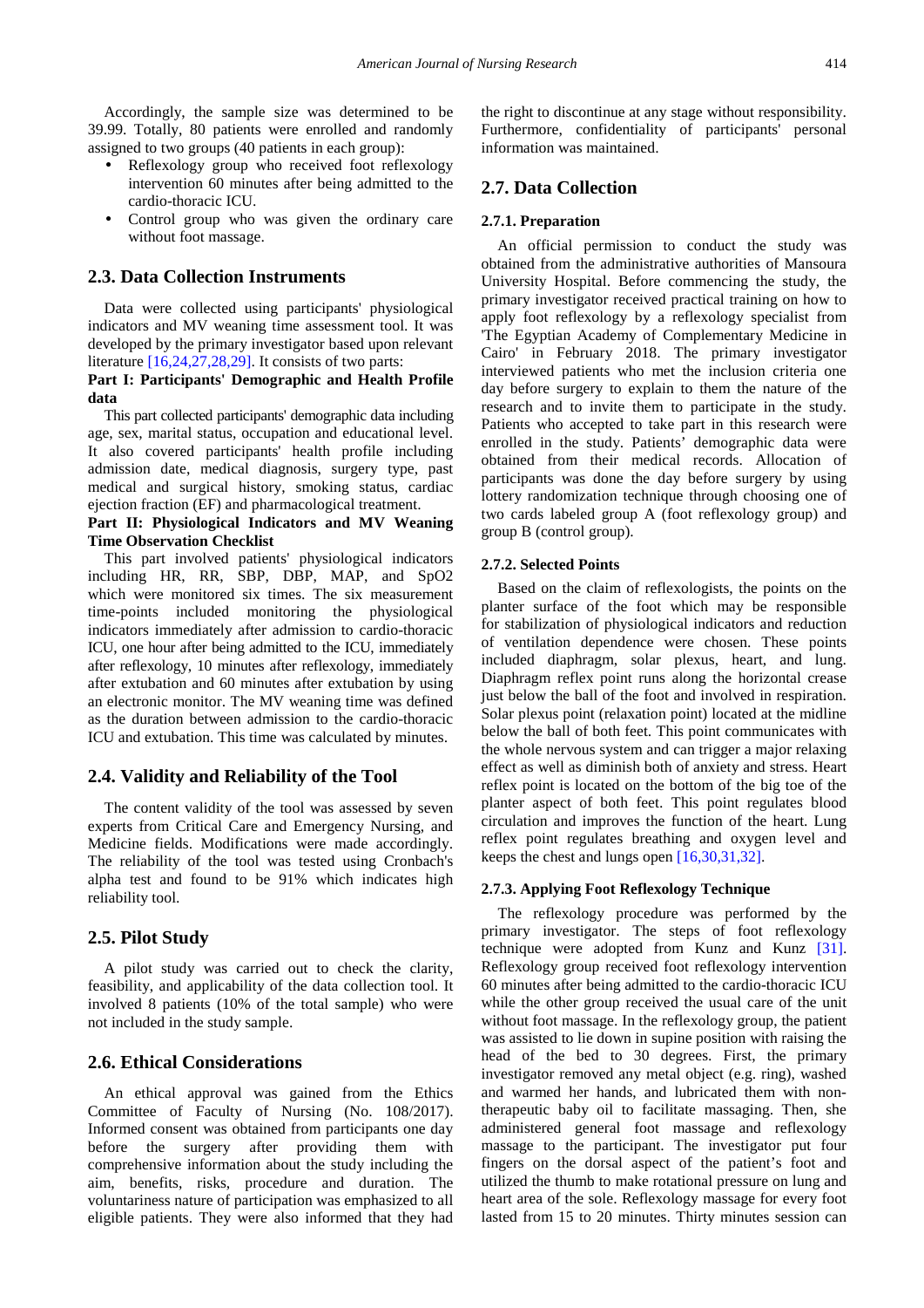Accordingly, the sample size was determined to be 39.99. Totally, 80 patients were enrolled and randomly assigned to two groups (40 patients in each group):

- Reflexology group who received foot reflexology intervention 60 minutes after being admitted to the cardio-thoracic ICU.
- Control group who was given the ordinary care without foot massage.

## 2.3. Data Collection Instruments

Data were collected using participants' physiological indicators and MV weaning time assessment tool. It was developed by the primary investigator based upon relevant literature [16,24,27,28,29]. It consists of two parts:

**Part I: Participants' Demographic and Health Profile data**

This part collected participants' demographic data including age, sex, marital status, occupation and educational level. It also covered participants' health profile including admission date, medical diagnosis, surgery type, past medical and surgical history, smoking status, cardiac ejection fraction (EF) and pharmacological treatment.

**Part II: Physiological Indicators and MV Weaning Time Observation Checklist**

This part involved patients' physiological indicators including HR, RR, SBP, DBP, MAP, and $SpO_2$ which were monitored six times. The six measurement time-points included monitoring the physiological indicators immediately after admission to cardio-thoracic ICU, one hour after being admitted to the ICU, immediately after reflexology, 10 minutes after reflexology, immediately after extubation and 60 minutes after extubation by using an electronic monitor. The MV weaning time was defined as the duration between admission to the cardio-thoracic ICU and extubation. This time was calculated by minutes.

## 2.4. Validity and Reliability of the Tool

The content validity of the tool was assessed by seven experts from Critical Care and Emergency Nursing, and Medicine fields. Modifications were made accordingly. The reliability of the tool was tested using Cronbach's alpha test and found to be 91% which indicates high reliability tool.

## 2.5. Pilot Study

A pilot study was carried out to check the clarity, feasibility, and applicability of the data collection tool. It involved 8 patients (10% of the total sample) who were not included in the study sample.

## 2.6. Ethical Considerations

An ethical approval was gained from the Ethics Committee of Faculty of Nursing (No. 108/2017). Informed consent was obtained from participants one day before the surgery after providing them with comprehensive information about the study including the aim, benefits, risks, procedure and duration. The voluntariness nature of participation was emphasized to all eligible patients. They were also informed that they had the right to discontinue at any stage without responsibility. Furthermore, confidentiality of participants' personal information was maintained.

## 2.7. Data Collection

### 2.7.1. Preparation

An official permission to conduct the study was obtained from the administrative authorities of Mansoura University Hospital. Before commencing the study, the primary investigator received practical training on how to apply foot reflexology by a reflexology specialist from 'The Egyptian Academy of Complementary Medicine in Cairo' in February 2018. The primary investigator interviewed patients who met the inclusion criteria one day before surgery to explain to them the nature of the research and to invite them to participate in the study. Patients who accepted to take part in this research were enrolled in the study. Patients' demographic data were obtained from their medical records. Allocation of participants was done the day before surgery by using lottery randomization technique through choosing one of two cards labeled group A (foot reflexology group) and group B (control group).

### 2.7.2. Selected Points

Based on the claim of reflexologists, the points on the planter surface of the foot which may be responsible for stabilization of physiological indicators and reduction of ventilation dependence were chosen. These points included diaphragm, solar plexus, heart, and lung. Diaphragm reflex point runs along the horizontal crease just below the ball of the foot and involved in respiration. Solar plexus point (relaxation point) located at the midline below the ball of both feet. This point communicates with the whole nervous system and can trigger a major relaxing effect as well as diminish both of anxiety and stress. Heart reflex point is located on the bottom of the big toe of the planter aspect of both feet. This point regulates blood circulation and improves the function of the heart. Lung reflex point regulates breathing and oxygen level and keeps the chest and lungs open [16,30,31,32].

### 2.7.3. Applying Foot Reflexology Technique

The reflexology procedure was performed by the primary investigator. The steps of foot reflexology technique were adopted from Kunz and Kunz [31]. Reflexology group received foot reflexology intervention 60 minutes after being admitted to the cardio-thoracic ICU while the other group received the usual care of the unit without foot massage. In the reflexology group, the patient was assisted to lie down in supine position with raising the head of the bed to 30 degrees. First, the primary investigator removed any metal object (e.g. ring), washed and warmed her hands, and lubricated them with non-therapeutic baby oil to facilitate massaging. Then, she administered general foot massage and reflexology massage to the participant. The investigator put four fingers on the dorsal aspect of the patient's foot and utilized the thumb to make rotational pressure on lung and heart area of the sole. Reflexology massage for every foot lasted from 15 to 20 minutes. Thirty minutes session can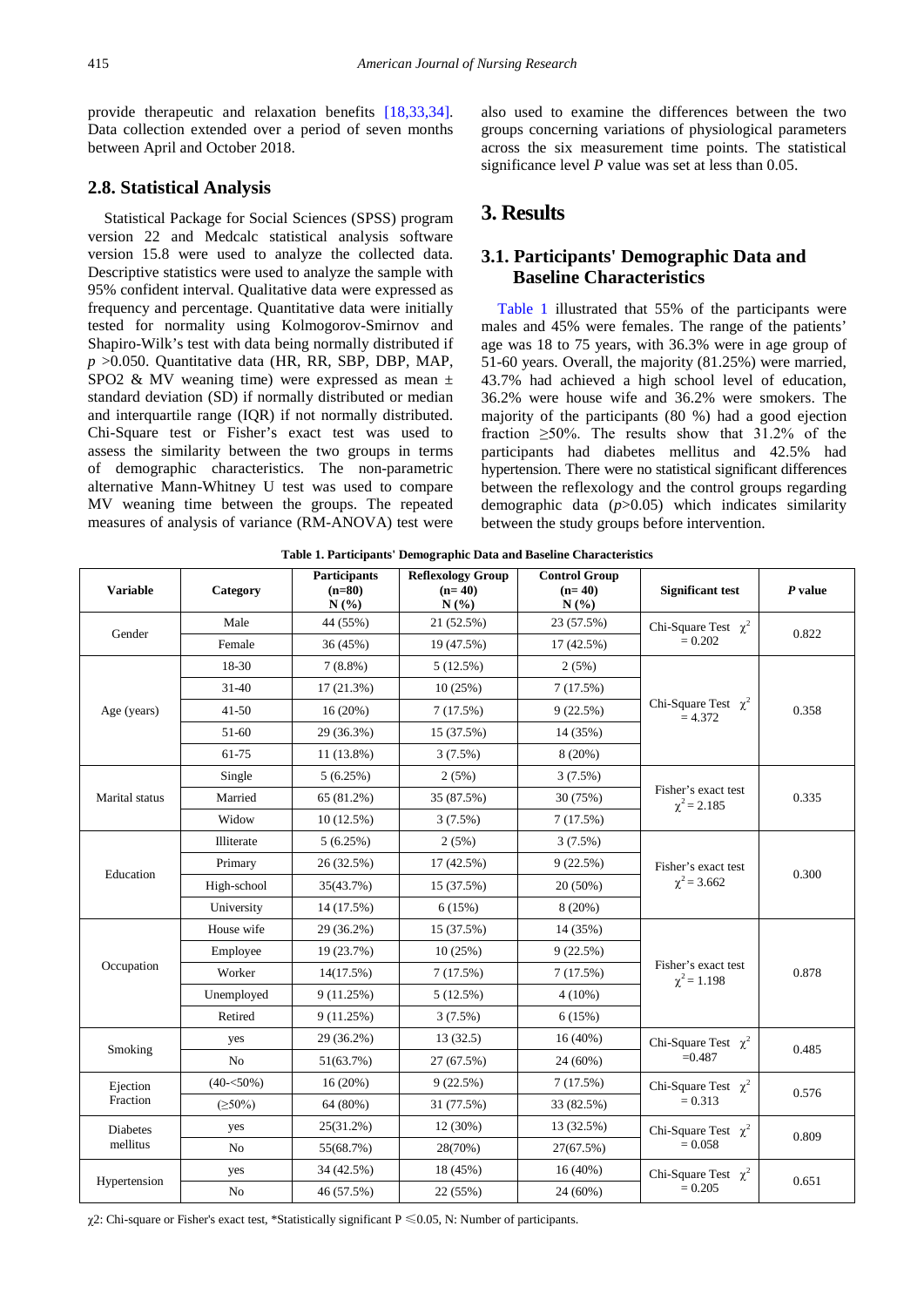provide therapeutic and relaxation benefits [18,33,34]. Data collection extended over a period of seven months between April and October 2018.

## 2.8. Statistical Analysis

Statistical Package for Social Sciences (SPSS) program version 22 and Medcalc statistical analysis software version 15.8 were used to analyze the collected data. Descriptive statistics were used to analyze the sample with 95% confident interval. Qualitative data were expressed as frequency and percentage. Quantitative data were initially tested for normality using Kolmogorov-Smirnov and Shapiro-Wilk's test with data being normally distributed if $p$ >0.050. Quantitative data (HR, RR, SBP, DBP, MAP, SPO2 & MV weaning time) were expressed as mean ± standard deviation (SD) if normally distributed or median and interquartile range (IQR) if not normally distributed. Chi-Square test or Fisher's exact test was used to assess the similarity between the two groups in terms of demographic characteristics. The non-parametric alternative Mann-Whitney U test was used to compare MV weaning time between the groups. The repeated measures of analysis of variance (RM-ANOVA) test were also used to examine the differences between the two groups concerning variations of physiological parameters across the six measurement time points. The statistical significance level $P$ value was set at less than 0.05.

# 3. Results

## 3.1. Participants' Demographic Data and Baseline Characteristics

Table 1 illustrated that 55% of the participants were males and 45% were females. The range of the patients' age was 18 to 75 years, with 36.3% were in age group of 51-60 years. Overall, the majority (81.25%) were married, 43.7% had achieved a high school level of education, 36.2% were house wife and 36.2% were smokers. The majority of the participants (80 %) had a good ejection fraction ≥50%. The results show that 31.2% of the participants had diabetes mellitus and 42.5% had hypertension. There were no statistical significant differences between the reflexology and the control groups regarding demographic data ($p$>0.05) which indicates similarity between the study groups before intervention.

**Table 1. Participants' Demographic Data and Baseline Characteristics**

| Variable | Category | Participants (n=80) N (%) | Reflexology Group (n= 40) N (%) | Control Group (n= 40) N (%) | Significant test | *P* value |
|---|---|---|---|---|---|---|
| Gender | Male | 44 (55%) | 21 (52.5%) | 23 (57.5%) | Chi-Square Test $\chi^2$ = 0.202 | 0.822 |
| | Female | 36 (45%) | 19 (47.5%) | 17 (42.5%) | | |
| Age (years) | 18-30 | 7 (8.8%) | 5 (12.5%) | 2 (5%) | Chi-Square Test $\chi^2$ = 4.372 | 0.358 |
| | 31-40 | 17 (21.3%) | 10 (25%) | 7 (17.5%) | | |
| | 41-50 | 16 (20%) | 7 (17.5%) | 9 (22.5%) | | |
| | 51-60 | 29 (36.3%) | 15 (37.5%) | 14 (35%) | | |
| | 61-75 | 11 (13.8%) | 3 (7.5%) | 8 (20%) | | |
| Marital status | Single | 5 (6.25%) | 2 (5%) | 3 (7.5%) | Fisher's exact test $\chi^2$ = 2.185 | 0.335 |
| | Married | 65 (81.2%) | 35 (87.5%) | 30 (75%) | | |
| | Widow | 10 (12.5%) | 3 (7.5%) | 7 (17.5%) | | |
| Education | Illiterate | 5 (6.25%) | 2 (5%) | 3 (7.5%) | Fisher's exact test $\chi^2$ = 3.662 | 0.300 |
| | Primary | 26 (32.5%) | 17 (42.5%) | 9 (22.5%) | | |
| | High-school | 35(43.7%) | 15 (37.5%) | 20 (50%) | | |
| | University | 14 (17.5%) | 6 (15%) | 8 (20%) | | |
| Occupation | House wife | 29 (36.2%) | 15 (37.5%) | 14 (35%) | Fisher's exact test $\chi^2$ = 1.198 | 0.878 |
| | Employee | 19 (23.7%) | 10 (25%) | 9 (22.5%) | | |
| | Worker | 14(17.5%) | 7 (17.5%) | 7 (17.5%) | | |
| | Unemployed | 9 (11.25%) | 5 (12.5%) | 4 (10%) | | |
| | Retired | 9 (11.25%) | 3 (7.5%) | 6 (15%) | | |
| Smoking | yes | 29 (36.2%) | 13 (32.5) | 16 (40%) | Chi-Square Test $\chi^2$ =0.487 | 0.485 |
| | No | 51(63.7%) | 27 (67.5%) | 24 (60%) | | |
| Ejection Fraction | (40-<50%) | 16 (20%) | 9 (22.5%) | 7 (17.5%) | Chi-Square Test $\chi^2$ = 0.313 | 0.576 |
| | (≥50%) | 64 (80%) | 31 (77.5%) | 33 (82.5%) | | |
| Diabetes mellitus | yes | 25(31.2%) | 12 (30%) | 13 (32.5%) | Chi-Square Test $\chi^2$ = 0.058 | 0.809 |
| | No | 55(68.7%) | 28(70%) | 27(67.5%) | | |
| Hypertension | yes | 34 (42.5%) | 18 (45%) | 16 (40%) | Chi-Square Test $\chi^2$ = 0.205 | 0.651 |
| | No | 46 (57.5%) | 22 (55%) | 24 (60%) | | |

χ2: Chi-square or Fisher's exact test, *Statistically significant P ≤0.05, N: Number of participants.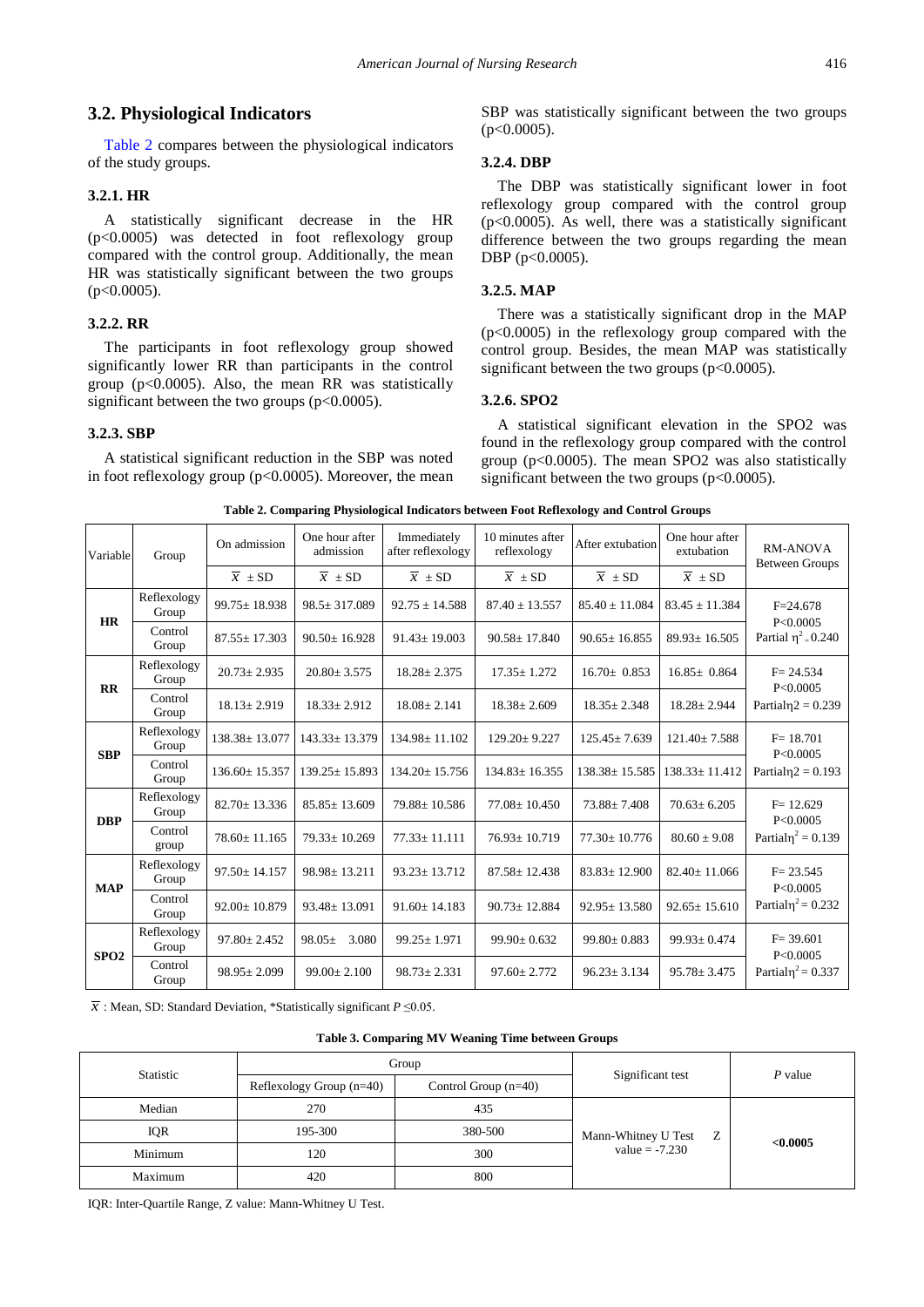## 3.2. Physiological Indicators

Table 2 compares between the physiological indicators of the study groups.

### 3.2.1. HR

A statistically significant decrease in the HR ($p<0.0005$) was detected in foot reflexology group compared with the control group. Additionally, the mean HR was statistically significant between the two groups ($p<0.0005$).

### 3.2.2. RR

The participants in foot reflexology group showed significantly lower RR than participants in the control group ($p<0.0005$). Also, the mean RR was statistically significant between the two groups ($p<0.0005$).

### 3.2.3. SBP

A statistical significant reduction in the SBP was noted in foot reflexology group ($p<0.0005$). Moreover, the mean SBP was statistically significant between the two groups ($p<0.0005$).

### 3.2.4. DBP

The DBP was statistically significant lower in foot reflexology group compared with the control group ($p<0.0005$). As well, there was a statistically significant difference between the two groups regarding the mean DBP ($p<0.0005$).

### 3.2.5. MAP

There was a statistically significant drop in the MAP ($p<0.0005$) in the reflexology group compared with the control group. Besides, the mean MAP was statistically significant between the two groups ($p<0.0005$).

### 3.2.6. SPO2

A statistical significant elevation in the SPO2 was found in the reflexology group compared with the control group ($p<0.0005$). The mean SPO2 was also statistically significant between the two groups ($p<0.0005$).

**Table 2. Comparing Physiological Indicators between Foot Reflexology and Control Groups**

| Variable | Group | On admission | One hour after admission | Immediately after reflexology | 10 minutes after reflexology | After extubation | One hour after extubation | RM-ANOVA Between Groups |
|---|---|---|---|---|---|---|---|---|
| | | $\bar{X}$ ± SD | $\bar{X}$ ± SD | $\bar{X}$ ± SD | $\bar{X}$ ± SD | $\bar{X}$ ± SD | $\bar{X}$ ± SD | |
| **HR** | Reflexology Group | 99.75± 18.938 | 98.5± 317.089 | 92.75 ± 14.588 | 87.40 ± 13.557 | 85.40 ± 11.084 | 83.45 ± 11.384 | F=24.678 P<0.0005 Partial $\eta^2$ = 0.240 |
| | Control Group | 87.55± 17.303 | 90.50± 16.928 | 91.43± 19.003 | 90.58± 17.840 | 90.65± 16.855 | 89.93± 16.505 | |
| **RR** | Reflexology Group | 20.73± 2.935 | 20.80± 3.575 | 18.28± 2.375 | 17.35± 1.272 | 16.70± 0.853 | 16.85± 0.864 | F= 24.534 P<0.0005 Partial$\eta$2 = 0.239 |
| | Control Group | 18.13± 2.919 | 18.33± 2.912 | 18.08± 2.141 | 18.38± 2.609 | 18.35± 2.348 | 18.28± 2.944 | |
| **SBP** | Reflexology Group | 138.38± 13.077 | 143.33± 13.379 | 134.98± 11.102 | 129.20± 9.227 | 125.45± 7.639 | 121.40± 7.588 | F= 18.701 P<0.0005 Partial$\eta$2 = 0.193 |
| | Control Group | 136.60± 15.357 | 139.25± 15.893 | 134.20± 15.756 | 134.83± 16.355 | 138.38± 15.585 | 138.33± 11.412 | |
| **DBP** | Reflexology Group | 82.70± 13.336 | 85.85± 13.609 | 79.88± 10.586 | 77.08± 10.450 | 73.88± 7.408 | 70.63± 6.205 | F= 12.629 P<0.0005 Partial$\eta^2$ = 0.139 |
| | Control group | 78.60± 11.165 | 79.33± 10.269 | 77.33± 11.111 | 76.93± 10.719 | 77.30± 10.776 | 80.60 ± 9.08 | |
| **MAP** | Reflexology Group | 97.50± 14.157 | 98.98± 13.211 | 93.23± 13.712 | 87.58± 12.438 | 83.83± 12.900 | 82.40± 11.066 | F= 23.545 P<0.0005 Partial$\eta^2$ = 0.232 |
| | Control Group | 92.00± 10.879 | 93.48± 13.091 | 91.60± 14.183 | 90.73± 12.884 | 92.95± 13.580 | 92.65± 15.610 | |
| **SPO2** | Reflexology Group | 97.80± 2.452 | 98.05± 3.080 | 99.25± 1.971 | 99.90± 0.632 | 99.80± 0.883 | 99.93± 0.474 | F= 39.601 P<0.0005 Partial$\eta^2$ = 0.337 |
| | Control Group | 98.95± 2.099 | 99.00± 2.100 | 98.73± 2.331 | 97.60± 2.772 | 96.23± 3.134 | 95.78± 3.475 | |

$\bar{X}$ : Mean, SD: Standard Deviation, *Statistically significant $P \leq 0.05$.

**Table 3. Comparing MV Weaning Time between Groups**

| Statistic | Group | | Significant test | *P* value |
|---|---|---|---|---|
| | Reflexology Group (n=40) | Control Group (n=40) | | |
| Median | 270 | 435 | Mann-Whitney U Test Z value = -7.230 | **<0.0005** |
| IQR | 195-300 | 380-500 | | |
| Minimum | 120 | 300 | | |
| Maximum | 420 | 800 | | |

IQR: Inter-Quartile Range, Z value: Mann-Whitney U Test.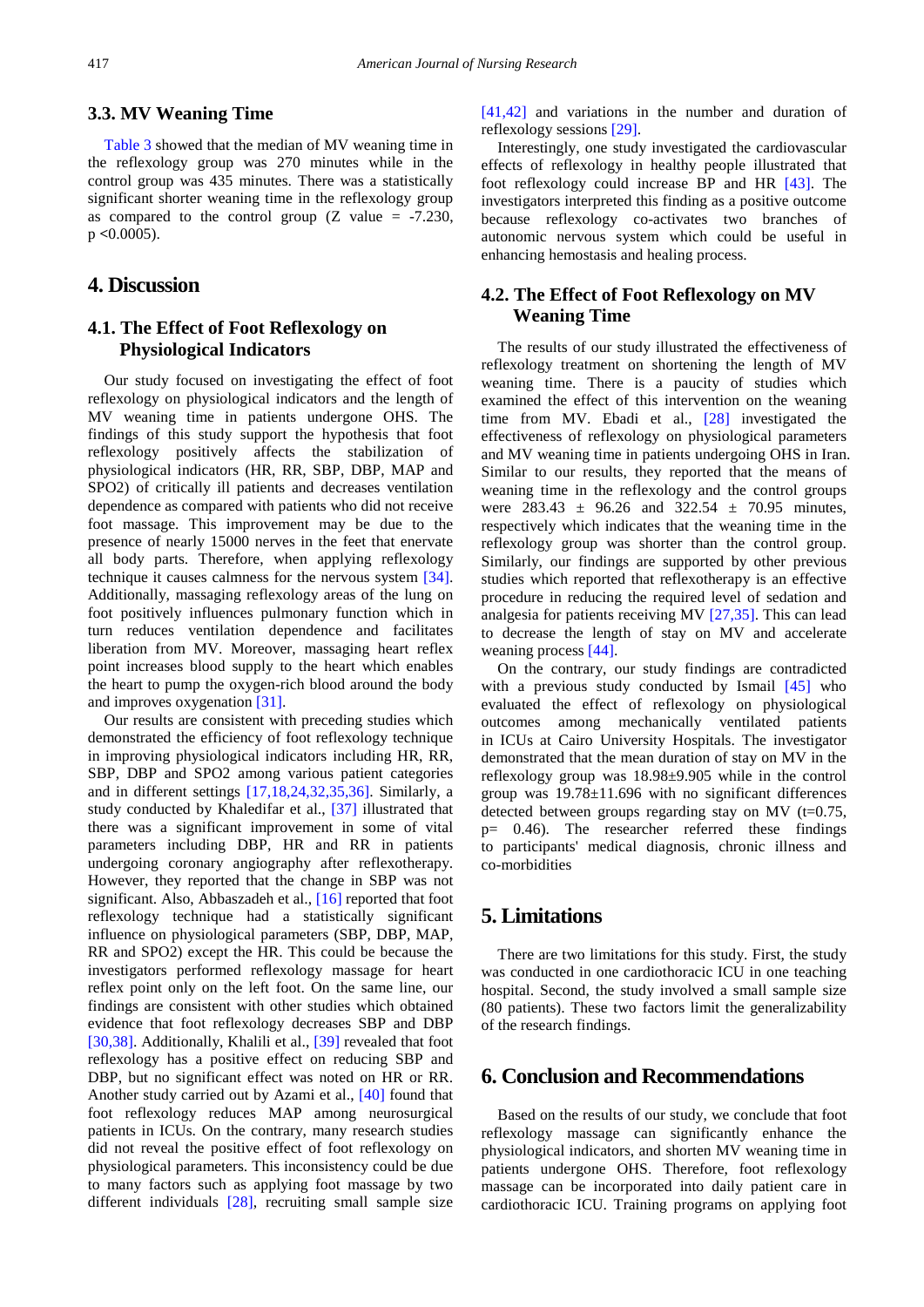### 3.3. MV Weaning Time

Table 3 showed that the median of MV weaning time in the reflexology group was 270 minutes while in the control group was 435 minutes. There was a statistically significant shorter weaning time in the reflexology group as compared to the control group (Z value = -7.230, p <0.0005).

## 4. Discussion

### 4.1. The Effect of Foot Reflexology on Physiological Indicators

Our study focused on investigating the effect of foot reflexology on physiological indicators and the length of MV weaning time in patients undergone OHS. The findings of this study support the hypothesis that foot reflexology positively affects the stabilization of physiological indicators (HR, RR, SBP, DBP, MAP and SPO2) of critically ill patients and decreases ventilation dependence as compared with patients who did not receive foot massage. This improvement may be due to the presence of nearly 15000 nerves in the feet that enervate all body parts. Therefore, when applying reflexology technique it causes calmness for the nervous system [34]. Additionally, massaging reflexology areas of the lung on foot positively influences pulmonary function which in turn reduces ventilation dependence and facilitates liberation from MV. Moreover, massaging heart reflex point increases blood supply to the heart which enables the heart to pump the oxygen-rich blood around the body and improves oxygenation [31].

Our results are consistent with preceding studies which demonstrated the efficiency of foot reflexology technique in improving physiological indicators including HR, RR, SBP, DBP and SPO2 among various patient categories and in different settings [17,18,24,32,35,36]. Similarly, a study conducted by Khaledifar et al., [37] illustrated that there was a significant improvement in some of vital parameters including DBP, HR and RR in patients undergoing coronary angiography after reflexotherapy. However, they reported that the change in SBP was not significant. Also, Abbaszadeh et al., [16] reported that foot reflexology technique had a statistically significant influence on physiological parameters (SBP, DBP, MAP, RR and SPO2) except the HR. This could be because the investigators performed reflexology massage for heart reflex point only on the left foot. On the same line, our findings are consistent with other studies which obtained evidence that foot reflexology decreases SBP and DBP [30,38]. Additionally, Khalili et al., [39] revealed that foot reflexology has a positive effect on reducing SBP and DBP, but no significant effect was noted on HR or RR. Another study carried out by Azami et al., [40] found that foot reflexology reduces MAP among neurosurgical patients in ICUs. On the contrary, many research studies did not reveal the positive effect of foot reflexology on physiological parameters. This inconsistency could be due to many factors such as applying foot massage by two different individuals [28], recruiting small sample size [41,42] and variations in the number and duration of reflexology sessions [29].

Interestingly, one study investigated the cardiovascular effects of reflexology in healthy people illustrated that foot reflexology could increase BP and HR [43]. The investigators interpreted this finding as a positive outcome because reflexology co-activates two branches of autonomic nervous system which could be useful in enhancing hemostasis and healing process.

### 4.2. The Effect of Foot Reflexology on MV Weaning Time

The results of our study illustrated the effectiveness of reflexology treatment on shortening the length of MV weaning time. There is a paucity of studies which examined the effect of this intervention on the weaning time from MV. Ebadi et al., [28] investigated the effectiveness of reflexology on physiological parameters and MV weaning time in patients undergoing OHS in Iran. Similar to our results, they reported that the means of weaning time in the reflexology and the control groups were 283.43 ± 96.26 and 322.54 ± 70.95 minutes, respectively which indicates that the weaning time in the reflexology group was shorter than the control group. Similarly, our findings are supported by other previous studies which reported that reflexotherapy is an effective procedure in reducing the required level of sedation and analgesia for patients receiving MV [27,35]. This can lead to decrease the length of stay on MV and accelerate weaning process [44].

On the contrary, our study findings are contradicted with a previous study conducted by Ismail [45] who evaluated the effect of reflexology on physiological outcomes among mechanically ventilated patients in ICUs at Cairo University Hospitals. The investigator demonstrated that the mean duration of stay on MV in the reflexology group was 18.98±9.905 while in the control group was 19.78±11.696 with no significant differences detected between groups regarding stay on MV (t=0.75, p= 0.46). The researcher referred these findings to participants' medical diagnosis, chronic illness and co-morbidities

## 5. Limitations

There are two limitations for this study. First, the study was conducted in one cardiothoracic ICU in one teaching hospital. Second, the study involved a small sample size (80 patients). These two factors limit the generalizability of the research findings.

## 6. Conclusion and Recommendations

Based on the results of our study, we conclude that foot reflexology massage can significantly enhance the physiological indicators, and shorten MV weaning time in patients undergone OHS. Therefore, foot reflexology massage can be incorporated into daily patient care in cardiothoracic ICU. Training programs on applying foot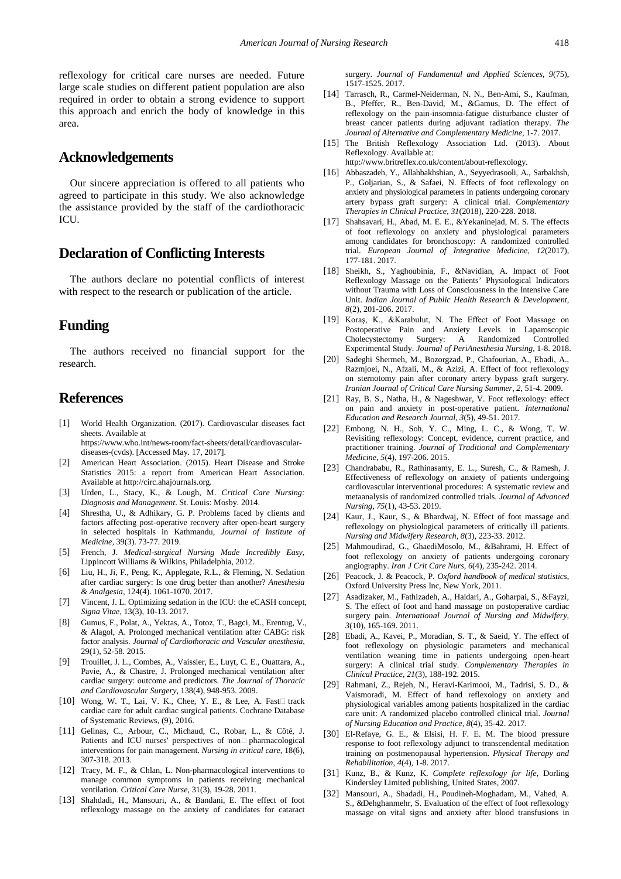reflexology for critical care nurses are needed. Future large scale studies on different patient population are also required in order to obtain a strong evidence to support this approach and enrich the body of knowledge in this area.

## Acknowledgements

Our sincere appreciation is offered to all patients who agreed to participate in this study. We also acknowledge the assistance provided by the staff of the cardiothoracic ICU.

## Declaration of Conflicting Interests

The authors declare no potential conflicts of interest with respect to the research or publication of the article.

## Funding

The authors received no financial support for the research.

## References

[1] World Health Organization. (2017). Cardiovascular diseases fact sheets. Available at https://www.who.int/news-room/fact-sheets/detail/cardiovascular-diseases-(cvds). [Accessed May. 17, 2017].

[2] American Heart Association. (2015). Heart Disease and Stroke Statistics 2015: a report from American Heart Association. Available at http://circ.ahajournals.org.

[3] Urden, L., Stacy, K., & Lough, M. *Critical Care Nursing: Diagnosis and Management*. St. Louis: Mosby. 2014.

[4] Shrestha, U., & Adhikary, G. P. Problems faced by clients and factors affecting post-operative recovery after open-heart surgery in selected hospitals in Kathmandu, *Journal of Institute of Medicine*, 39(3). 73-77. 2019.

[5] French, J. *Medical-surgical Nursing Made Incredibly Easy*, Lippincott Williams & Wilkins, Philadelphia, 2012.

[6] Liu, H., Ji, F., Peng, K., Applegate, R.L., & Fleming, N. Sedation after cardiac surgery: Is one drug better than another? *Anesthesia & Analgesia*, 124(4). 1061-1070. 2017.

[7] Vincent, J. L. Optimizing sedation in the ICU: the eCASH concept, *Signa Vitae*, 13(3), 10-13. 2017.

[8] Gumus, F., Polat, A., Yektas, A., Totoz, T., Bagci, M., Erentug, V., & Alagol, A. Prolonged mechanical ventilation after CABG: risk factor analysis. *Journal of Cardiothoracic and Vascular anesthesia*, 29(1), 52-58. 2015.

[9] Trouillet, J. L., Combes, A., Vaissier, E., Luyt, C. E., Ouattara, A., Pavie, A., & Chastre, J. Prolonged mechanical ventilation after cardiac surgery: outcome and predictors. *The Journal of Thoracic and Cardiovascular Surgery*, 138(4), 948-953. 2009.

[10] Wong, W. T., Lai, V. K., Chee, Y. E., & Lee, A. Fast track cardiac care for adult cardiac surgical patients. Cochrane Database of Systematic Reviews, (9), 2016.

[11] Gelinas, C., Arbour, C., Michaud, C., Robar, L., & Côté, J. Patients and ICU nurses' perspectives of non pharmacological interventions for pain management. *Nursing in critical care*, 18(6), 307-318. 2013.

[12] Tracy, M. F., & Chlan, L. Non-pharmacological interventions to manage common symptoms in patients receiving mechanical ventilation. *Critical Care Nurse*, 31(3), 19-28. 2011.

[13] Shahdadi, H., Mansouri, A., & Bandani, E. The effect of foot reflexology massage on the anxiety of candidates for cataract surgery. *Journal of Fundamental and Applied Sciences*, *9*(75), 1517-1525. 2017.

[14] Tarrasch, R., Carmel-Neiderman, N. N., Ben-Ami, S., Kaufman, B., Pfeffer, R., Ben-David, M., &Gamus, D. The effect of reflexology on the pain-insomnia-fatigue disturbance cluster of breast cancer patients during adjuvant radiation therapy. *The Journal of Alternative and Complementary Medicine*, 1-7. 2017.

[15] The British Reflexology Association Ltd. (2013). About Reflexology. Available at: http://www.britreflex.co.uk/content/about-reflexology.

[16] Abbaszadeh, Y., Allahbakhshian, A., Seyyedrasooli, A., Sarbakhsh, P., Goljarian, S., & Safaei, N. Effects of foot reflexology on anxiety and physiological parameters in patients undergoing coronary artery bypass graft surgery: A clinical trial. *Complementary Therapies in Clinical Practice*, *31*(2018), 220-228. 2018.

[17] Shahsavari, H., Abad, M. E. E., &Yekaninejad, M. S. The effects of foot reflexology on anxiety and physiological parameters among candidates for bronchoscopy: A randomized controlled trial. *European Journal of Integrative Medicine*, *12*(2017), 177-181. 2017.

[18] Sheikh, S., Yaghoubinia, F., &Navidian, A. Impact of Foot Reflexology Massage on the Patients' Physiological Indicators without Trauma with Loss of Consciousness in the Intensive Care Unit. *Indian Journal of Public Health Research & Development*, *8*(2), 201-206. 2017.

[19] Koraş, K., &Karabulut, N. The Effect of Foot Massage on Postoperative Pain and Anxiety Levels in Laparoscopic Cholecystectomy Surgery: A Randomized Controlled Experimental Study. *Journal of PeriAnesthesia Nursing*, 1-8. 2018.

[20] Sadeghi Shermeh, M., Bozorgzad, P., Ghafourian, A., Ebadi, A., Razmjoei, N., Afzali, M., & Azizi, A. Effect of foot reflexology on sternotomy pain after coronary artery bypass graft surgery. *Iranian Journal of Critical Care Nursing Summer*, *2*, 51-4. 2009.

[21] Ray, B. S., Natha, H., & Nageshwar, V. Foot reflexology: effect on pain and anxiety in post-operative patient. *International Education and Research Journal*, *3*(5), 49-51. 2017.

[22] Embong, N. H., Soh, Y. C., Ming, L. C., & Wong, T. W. Revisiting reflexology: Concept, evidence, current practice, and practitioner training. *Journal of Traditional and Complementary Medicine*, *5*(4), 197-206. 2015.

[23] Chandrababu, R., Rathinasamy, E. L., Suresh, C., & Ramesh, J. Effectiveness of reflexology on anxiety of patients undergoing cardiovascular interventional procedures: A systematic review and metaanalysis of randomized controlled trials. *Journal of Advanced Nursing*, *75*(1), 43-53. 2019.

[24] Kaur, J., Kaur, S., & Bhardwaj, N. Effect of foot massage and reflexology on physiological parameters of critically ill patients. *Nursing and Midwifery Research*, *8*(3), 223-33. 2012.

[25] Mahmoudirad, G., GhaediMosolo, M., &Bahrami, H. Effect of foot reflexology on anxiety of patients undergoing coronary angiography. *Iran J Crit Care Nurs*, *6*(4), 235-242. 2014.

[26] Peacock, J. & Peacock, P. *Oxford handbook of medical statistics*, Oxford University Press Inc, New York, 2011.

[27] Asadizaker, M., Fathizadeh, A., Haidari, A., Goharpai, S., &Fayzi, S. The effect of foot and hand massage on postoperative cardiac surgery pain. *International Journal of Nursing and Midwifery*, *3*(10), 165-169. 2011.

[28] Ebadi, A., Kavei, P., Moradian, S. T., & Saeid, Y. The effect of foot reflexology on physiologic parameters and mechanical ventilation weaning time in patients undergoing open-heart surgery: A clinical trial study. *Complementary Therapies in Clinical Practice*, *21*(3), 188-192. 2015.

[29] Rahmani, Z., Rejeh, N., Heravi-Karimooi, M., Tadrisi, S. D., & Vaismoradi, M. Effect of hand reflexology on anxiety and physiological variables among patients hospitalized in the cardiac care unit: A randomized placebo controlled clinical trial. *Journal of Nursing Education and Practice*, *8*(4), 35-42. 2017.

[30] El-Refaye, G. E., & Elsisi, H. F. E. M. The blood pressure response to foot reflexology adjunct to transcendental meditation training on postmenopausal hypertension. *Physical Therapy and Rehabilitation*, *4*(4), 1-8. 2017.

[31] Kunz, B., & Kunz, K. *Complete reflexology for life*, Dorling Kindersley Limited publishing, United States, 2007.

[32] Mansouri, A., Shadadi, H., Poudineh-Moghadam, M., Vahed, A. S., &Dehghanmehr, S. Evaluation of the effect of foot reflexology massage on vital signs and anxiety after blood transfusions in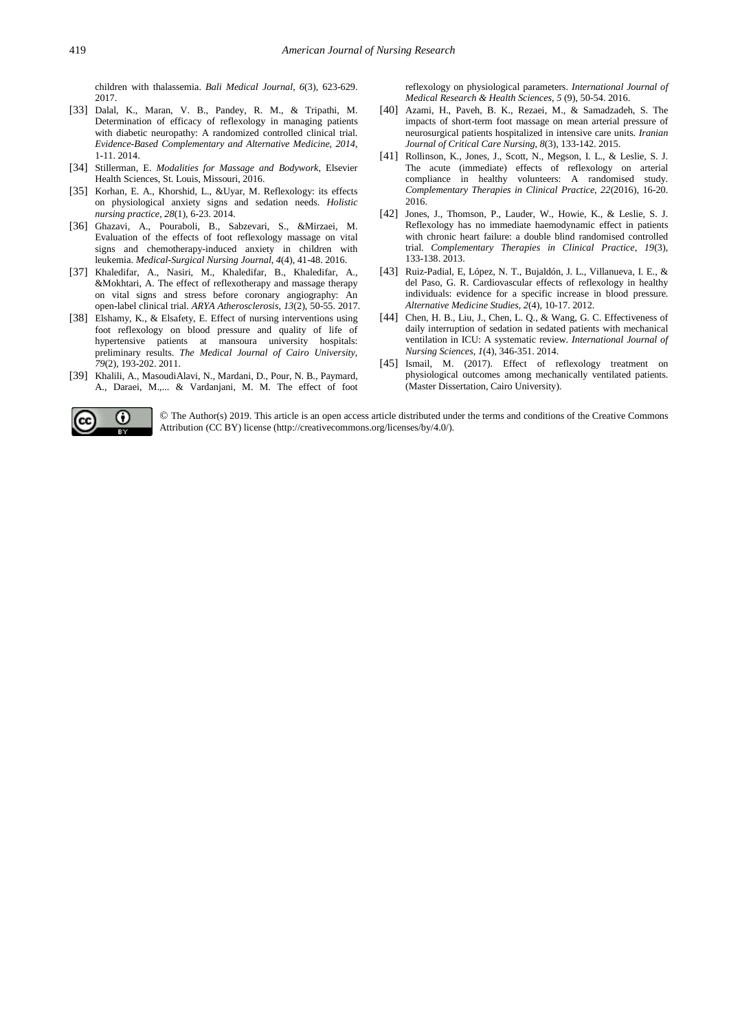children with thalassemia. *Bali Medical Journal*, *6*(3), 623-629. 2017.

[33] Dalal, K., Maran, V. B., Pandey, R. M., & Tripathi, M. Determination of efficacy of reflexology in managing patients with diabetic neuropathy: A randomized controlled clinical trial. *Evidence-Based Complementary and Alternative Medicine, 2014*, 1-11. 2014.

[34] Stillerman, E. *Modalities for Massage and Bodywork*, Elsevier Health Sciences, St. Louis, Missouri, 2016.

[35] Korhan, E. A., Khorshid, L., &Uyar, M. Reflexology: its effects on physiological anxiety signs and sedation needs. *Holistic nursing practice*, *28*(1), 6-23. 2014.

[36] Ghazavi, A., Pouraboli, B., Sabzevari, S., &Mirzaei, M. Evaluation of the effects of foot reflexology massage on vital signs and chemotherapy-induced anxiety in children with leukemia. *Medical-Surgical Nursing Journal*, *4*(4), 41-48. 2016.

[37] Khaledifar, A., Nasiri, M., Khaledifar, B., Khaledifar, A., &Mokhtari, A. The effect of reflexotherapy and massage therapy on vital signs and stress before coronary angiography: An open-label clinical trial. *ARYA Atherosclerosis*, *13*(2), 50-55. 2017.

[38] Elshamy, K., & Elsafety, E. Effect of nursing interventions using foot reflexology on blood pressure and quality of life of hypertensive patients at mansoura university hospitals: preliminary results. *The Medical Journal of Cairo University*, *79*(2), 193-202. 2011.

[39] Khalili, A., MasoudiAlavi, N., Mardani, D., Pour, N. B., Paymard, A., Daraei, M.,... & Vardanjani, M. M. The effect of foot reflexology on physiological parameters. *International Journal of Medical Research & Health Sciences*, *5* (9), 50-54. 2016.

[40] Azami, H., Paveh, B. K., Rezaei, M., & Samadzadeh, S. The impacts of short-term foot massage on mean arterial pressure of neurosurgical patients hospitalized in intensive care units. *Iranian Journal of Critical Care Nursing*, *8*(3), 133-142. 2015.

[41] Rollinson, K., Jones, J., Scott, N., Megson, I. L., & Leslie, S. J. The acute (immediate) effects of reflexology on arterial compliance in healthy volunteers: A randomised study. *Complementary Therapies in Clinical Practice*, *22*(2016), 16-20. 2016.

[42] Jones, J., Thomson, P., Lauder, W., Howie, K., & Leslie, S. J. Reflexology has no immediate haemodynamic effect in patients with chronic heart failure: a double blind randomised controlled trial. *Complementary Therapies in Clinical Practice*, *19*(3), 133-138. 2013.

[43] Ruiz-Padial, E, López, N. T., Bujaldón, J. L., Villanueva, I. E., & del Paso, G. R. Cardiovascular effects of reflexology in healthy individuals: evidence for a specific increase in blood pressure. *Alternative Medicine Studies*, *2*(4), 10-17. 2012.

[44] Chen, H. B., Liu, J., Chen, L. Q., & Wang, G. C. Effectiveness of daily interruption of sedation in sedated patients with mechanical ventilation in ICU: A systematic review. *International Journal of Nursing Sciences*, *1*(4), 346-351. 2014.

[45] Ismail, M. (2017). Effect of reflexology treatment on physiological outcomes among mechanically ventilated patients. (Master Dissertation, Cairo University).

© The Author(s) 2019. This article is an open access article distributed under the terms and conditions of the Creative Commons Attribution (CC BY) license (http://creativecommons.org/licenses/by/4.0/).